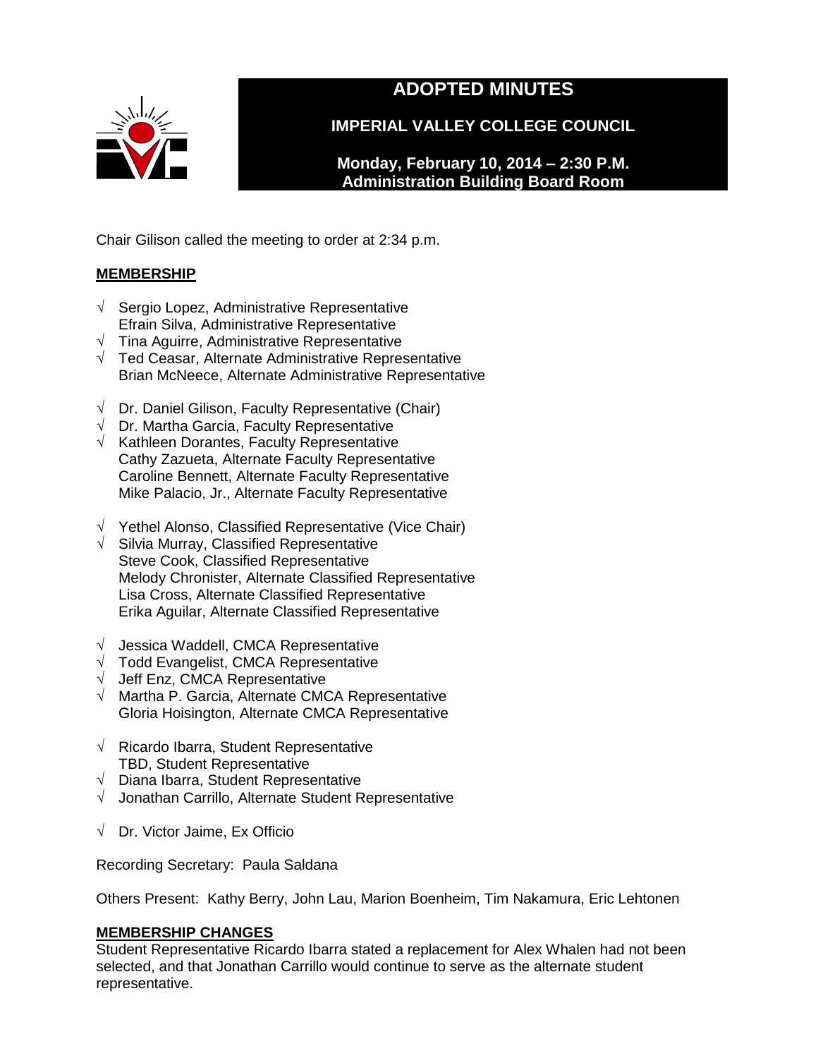# ADOPTED MINUTES

## IMPERIAL VALLEY COLLEGE COUNCIL

**Monday, February 10, 2014 – 2:30 P.M.**
**Administration Building Board Room**

Chair Gilison called the meeting to order at 2:34 p.m.

**MEMBERSHIP**

√ Sergio Lopez, Administrative Representative
  Efrain Silva, Administrative Representative
√ Tina Aguirre, Administrative Representative
√ Ted Ceasar, Alternate Administrative Representative
  Brian McNeece, Alternate Administrative Representative

√ Dr. Daniel Gilison, Faculty Representative (Chair)
√ Dr. Martha Garcia, Faculty Representative
√ Kathleen Dorantes, Faculty Representative
  Cathy Zazueta, Alternate Faculty Representative
  Caroline Bennett, Alternate Faculty Representative
  Mike Palacio, Jr., Alternate Faculty Representative

√ Yethel Alonso, Classified Representative (Vice Chair)
√ Silvia Murray, Classified Representative
  Steve Cook, Classified Representative
  Melody Chronister, Alternate Classified Representative
  Lisa Cross, Alternate Classified Representative
  Erika Aguilar, Alternate Classified Representative

√ Jessica Waddell, CMCA Representative
√ Todd Evangelist, CMCA Representative
√ Jeff Enz, CMCA Representative
√ Martha P. Garcia, Alternate CMCA Representative
  Gloria Hoisington, Alternate CMCA Representative

√ Ricardo Ibarra, Student Representative
  TBD, Student Representative
√ Diana Ibarra, Student Representative
√ Jonathan Carrillo, Alternate Student Representative

√ Dr. Victor Jaime, Ex Officio

Recording Secretary: Paula Saldana

Others Present: Kathy Berry, John Lau, Marion Boenheim, Tim Nakamura, Eric Lehtonen

**MEMBERSHIP CHANGES**

Student Representative Ricardo Ibarra stated a replacement for Alex Whalen had not been selected, and that Jonathan Carrillo would continue to serve as the alternate student representative.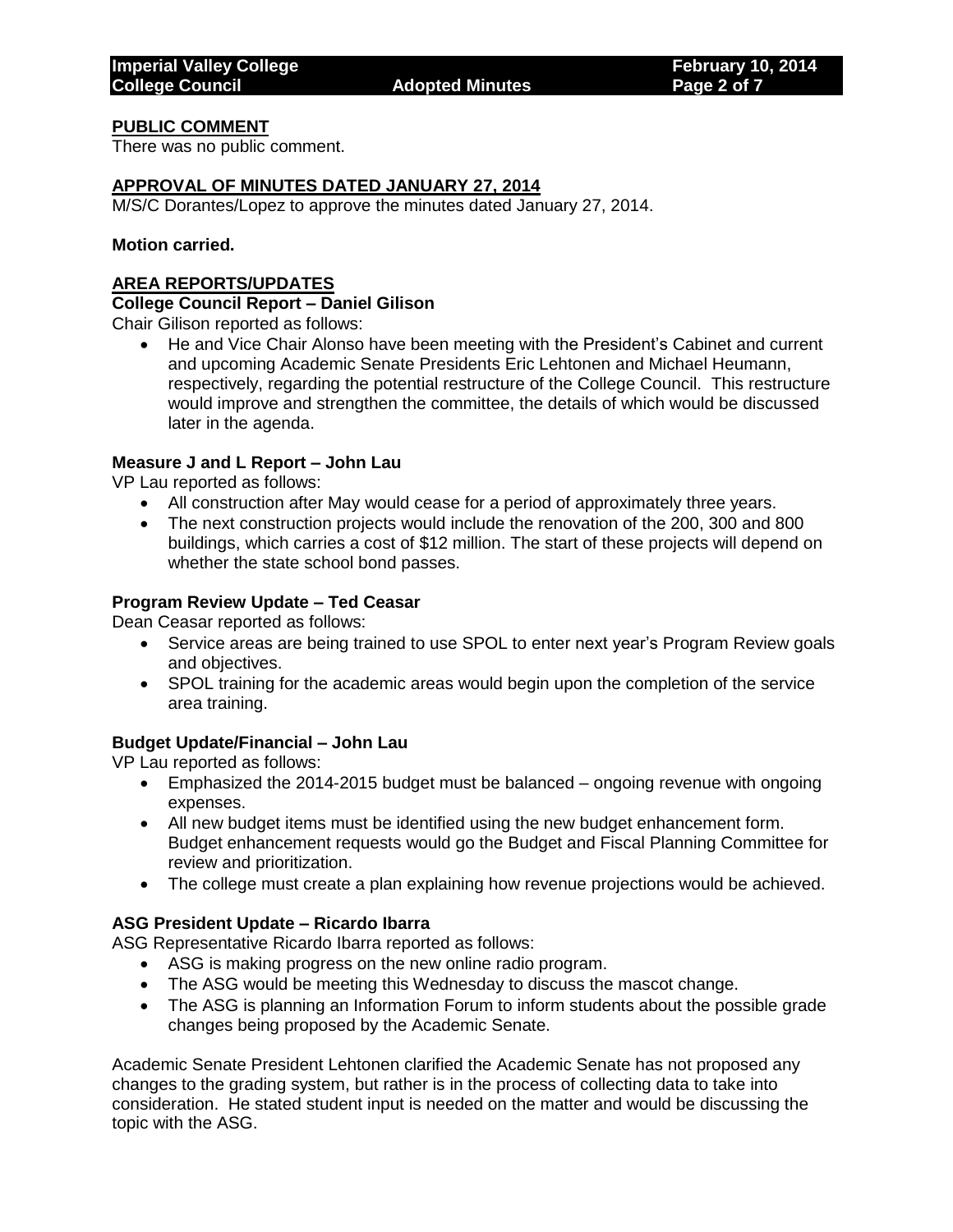## PUBLIC COMMENT

There was no public comment.

## APPROVAL OF MINUTES DATED JANUARY 27, 2014

M/S/C Dorantes/Lopez to approve the minutes dated January 27, 2014.

**Motion carried.**

## AREA REPORTS/UPDATES

### College Council Report – Daniel Gilison

Chair Gilison reported as follows:

- He and Vice Chair Alonso have been meeting with the President's Cabinet and current and upcoming Academic Senate Presidents Eric Lehtonen and Michael Heumann, respectively, regarding the potential restructure of the College Council. This restructure would improve and strengthen the committee, the details of which would be discussed later in the agenda.

### Measure J and L Report – John Lau

VP Lau reported as follows:

- All construction after May would cease for a period of approximately three years.
- The next construction projects would include the renovation of the 200, 300 and 800 buildings, which carries a cost of $12 million. The start of these projects will depend on whether the state school bond passes.

### Program Review Update – Ted Ceasar

Dean Ceasar reported as follows:

- Service areas are being trained to use SPOL to enter next year's Program Review goals and objectives.
- SPOL training for the academic areas would begin upon the completion of the service area training.

### Budget Update/Financial – John Lau

VP Lau reported as follows:

- Emphasized the 2014-2015 budget must be balanced – ongoing revenue with ongoing expenses.
- All new budget items must be identified using the new budget enhancement form. Budget enhancement requests would go the Budget and Fiscal Planning Committee for review and prioritization.
- The college must create a plan explaining how revenue projections would be achieved.

### ASG President Update – Ricardo Ibarra

ASG Representative Ricardo Ibarra reported as follows:

- ASG is making progress on the new online radio program.
- The ASG would be meeting this Wednesday to discuss the mascot change.
- The ASG is planning an Information Forum to inform students about the possible grade changes being proposed by the Academic Senate.

Academic Senate President Lehtonen clarified the Academic Senate has not proposed any changes to the grading system, but rather is in the process of collecting data to take into consideration. He stated student input is needed on the matter and would be discussing the topic with the ASG.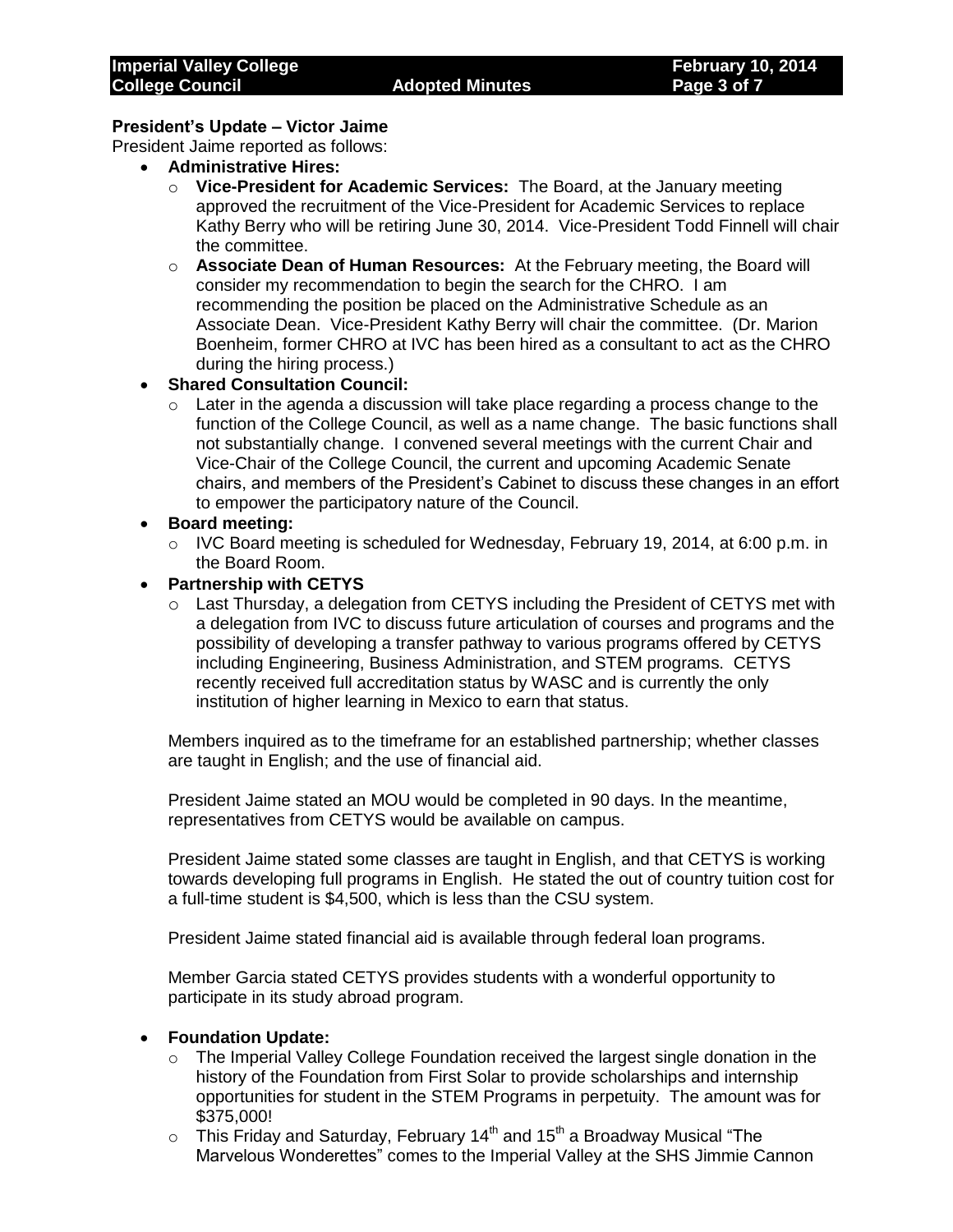**President's Update – Victor Jaime**

President Jaime reported as follows:

- **Administrative Hires:**
  - **Vice-President for Academic Services:** The Board, at the January meeting approved the recruitment of the Vice-President for Academic Services to replace Kathy Berry who will be retiring June 30, 2014. Vice-President Todd Finnell will chair the committee.
  - **Associate Dean of Human Resources:** At the February meeting, the Board will consider my recommendation to begin the search for the CHRO. I am recommending the position be placed on the Administrative Schedule as an Associate Dean. Vice-President Kathy Berry will chair the committee. (Dr. Marion Boenheim, former CHRO at IVC has been hired as a consultant to act as the CHRO during the hiring process.)
- **Shared Consultation Council:**
  - Later in the agenda a discussion will take place regarding a process change to the function of the College Council, as well as a name change. The basic functions shall not substantially change. I convened several meetings with the current Chair and Vice-Chair of the College Council, the current and upcoming Academic Senate chairs, and members of the President's Cabinet to discuss these changes in an effort to empower the participatory nature of the Council.
- **Board meeting:**
  - IVC Board meeting is scheduled for Wednesday, February 19, 2014, at 6:00 p.m. in the Board Room.
- **Partnership with CETYS**
  - Last Thursday, a delegation from CETYS including the President of CETYS met with a delegation from IVC to discuss future articulation of courses and programs and the possibility of developing a transfer pathway to various programs offered by CETYS including Engineering, Business Administration, and STEM programs. CETYS recently received full accreditation status by WASC and is currently the only institution of higher learning in Mexico to earn that status.

  Members inquired as to the timeframe for an established partnership; whether classes are taught in English; and the use of financial aid.

  President Jaime stated an MOU would be completed in 90 days. In the meantime, representatives from CETYS would be available on campus.

  President Jaime stated some classes are taught in English, and that CETYS is working towards developing full programs in English. He stated the out of country tuition cost for a full-time student is $4,500, which is less than the CSU system.

  President Jaime stated financial aid is available through federal loan programs.

  Member Garcia stated CETYS provides students with a wonderful opportunity to participate in its study abroad program.

- **Foundation Update:**
  - The Imperial Valley College Foundation received the largest single donation in the history of the Foundation from First Solar to provide scholarships and internship opportunities for student in the STEM Programs in perpetuity. The amount was for $375,000!
  - This Friday and Saturday, February 14th and 15th a Broadway Musical "The Marvelous Wonderettes" comes to the Imperial Valley at the SHS Jimmie Cannon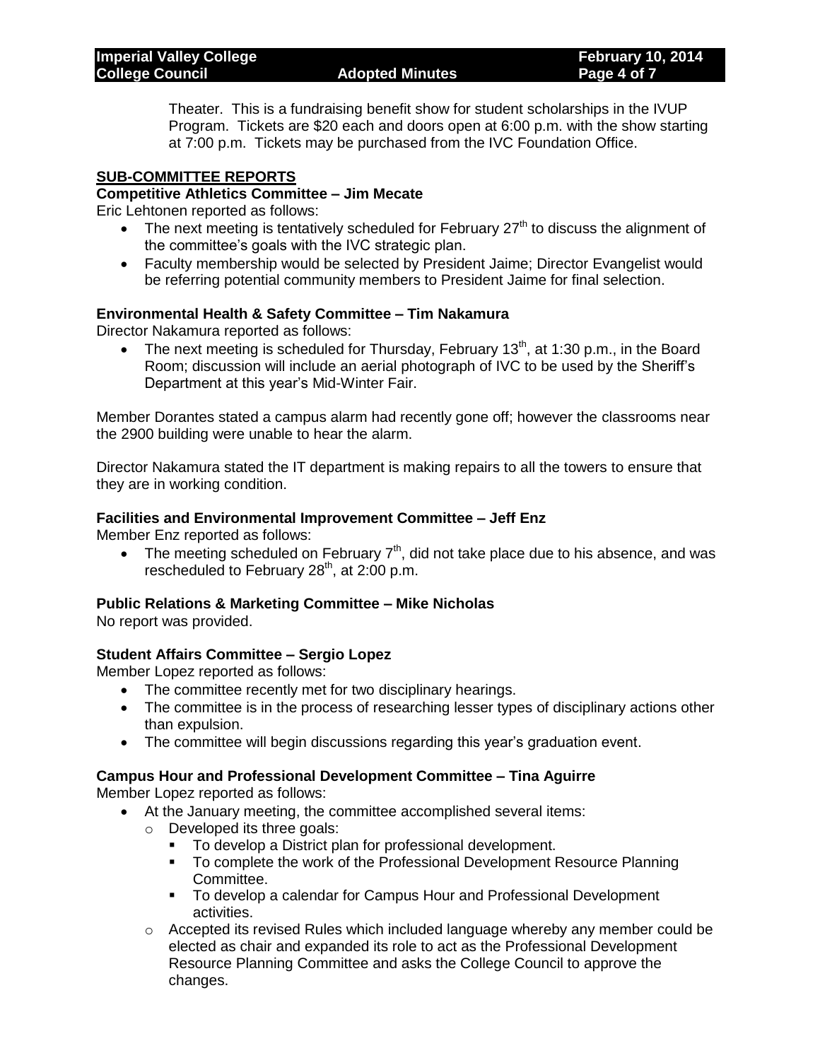Theater. This is a fundraising benefit show for student scholarships in the IVUP Program. Tickets are $20 each and doors open at 6:00 p.m. with the show starting at 7:00 p.m. Tickets may be purchased from the IVC Foundation Office.

## SUB-COMMITTEE REPORTS

### Competitive Athletics Committee – Jim Mecate

Eric Lehtonen reported as follows:

- The next meeting is tentatively scheduled for February 27th to discuss the alignment of the committee's goals with the IVC strategic plan.
- Faculty membership would be selected by President Jaime; Director Evangelist would be referring potential community members to President Jaime for final selection.

### Environmental Health & Safety Committee – Tim Nakamura

Director Nakamura reported as follows:

- The next meeting is scheduled for Thursday, February 13th, at 1:30 p.m., in the Board Room; discussion will include an aerial photograph of IVC to be used by the Sheriff's Department at this year's Mid-Winter Fair.

Member Dorantes stated a campus alarm had recently gone off; however the classrooms near the 2900 building were unable to hear the alarm.

Director Nakamura stated the IT department is making repairs to all the towers to ensure that they are in working condition.

### Facilities and Environmental Improvement Committee – Jeff Enz

Member Enz reported as follows:

- The meeting scheduled on February 7th, did not take place due to his absence, and was rescheduled to February 28th, at 2:00 p.m.

### Public Relations & Marketing Committee – Mike Nicholas

No report was provided.

### Student Affairs Committee – Sergio Lopez

Member Lopez reported as follows:

- The committee recently met for two disciplinary hearings.
- The committee is in the process of researching lesser types of disciplinary actions other than expulsion.
- The committee will begin discussions regarding this year's graduation event.

### Campus Hour and Professional Development Committee – Tina Aguirre

Member Lopez reported as follows:

- At the January meeting, the committee accomplished several items:
  - Developed its three goals:
    - To develop a District plan for professional development.
    - To complete the work of the Professional Development Resource Planning Committee.
    - To develop a calendar for Campus Hour and Professional Development activities.
  - Accepted its revised Rules which included language whereby any member could be elected as chair and expanded its role to act as the Professional Development Resource Planning Committee and asks the College Council to approve the changes.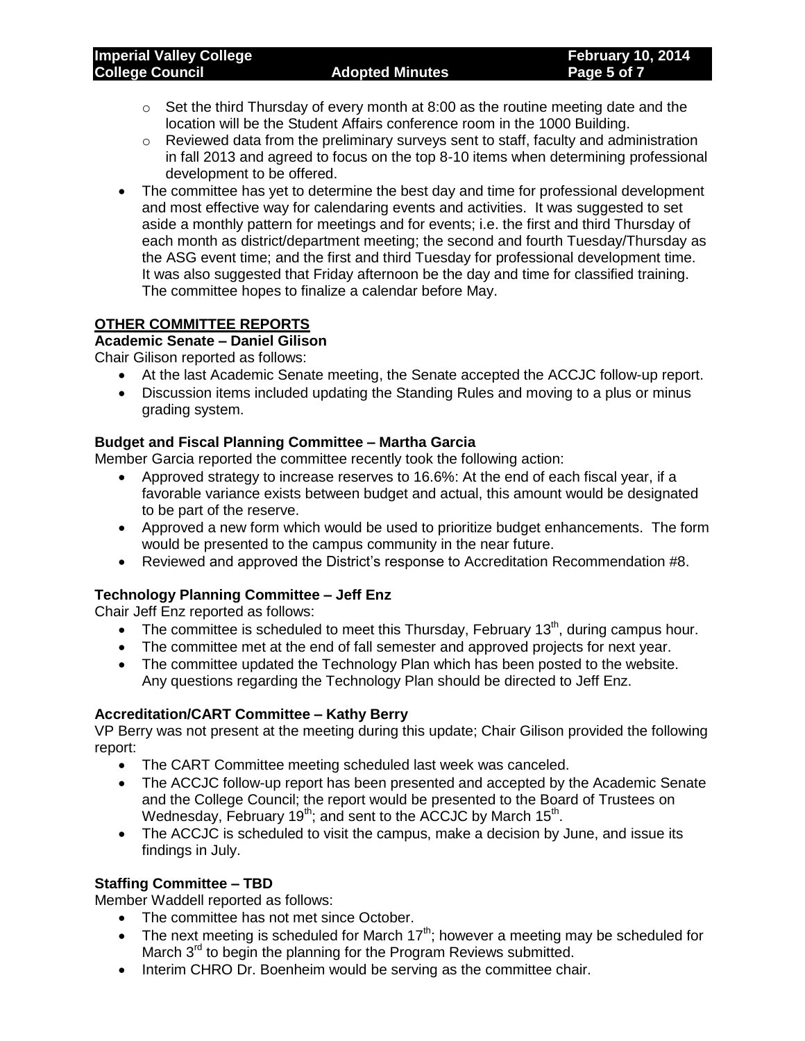- Set the third Thursday of every month at 8:00 as the routine meeting date and the location will be the Student Affairs conference room in the 1000 Building.
  - Reviewed data from the preliminary surveys sent to staff, faculty and administration in fall 2013 and agreed to focus on the top 8-10 items when determining professional development to be offered.
- The committee has yet to determine the best day and time for professional development and most effective way for calendaring events and activities. It was suggested to set aside a monthly pattern for meetings and for events; i.e. the first and third Thursday of each month as district/department meeting; the second and fourth Tuesday/Thursday as the ASG event time; and the first and third Tuesday for professional development time. It was also suggested that Friday afternoon be the day and time for classified training. The committee hopes to finalize a calendar before May.

## OTHER COMMITTEE REPORTS

### Academic Senate – Daniel Gilison

Chair Gilison reported as follows:

- At the last Academic Senate meeting, the Senate accepted the ACCJC follow-up report.
- Discussion items included updating the Standing Rules and moving to a plus or minus grading system.

### Budget and Fiscal Planning Committee – Martha Garcia

Member Garcia reported the committee recently took the following action:

- Approved strategy to increase reserves to 16.6%: At the end of each fiscal year, if a favorable variance exists between budget and actual, this amount would be designated to be part of the reserve.
- Approved a new form which would be used to prioritize budget enhancements. The form would be presented to the campus community in the near future.
- Reviewed and approved the District's response to Accreditation Recommendation #8.

### Technology Planning Committee – Jeff Enz

Chair Jeff Enz reported as follows:

- The committee is scheduled to meet this Thursday, February 13th, during campus hour.
- The committee met at the end of fall semester and approved projects for next year.
- The committee updated the Technology Plan which has been posted to the website. Any questions regarding the Technology Plan should be directed to Jeff Enz.

### Accreditation/CART Committee – Kathy Berry

VP Berry was not present at the meeting during this update; Chair Gilison provided the following report:

- The CART Committee meeting scheduled last week was canceled.
- The ACCJC follow-up report has been presented and accepted by the Academic Senate and the College Council; the report would be presented to the Board of Trustees on Wednesday, February 19th; and sent to the ACCJC by March 15th.
- The ACCJC is scheduled to visit the campus, make a decision by June, and issue its findings in July.

### Staffing Committee – TBD

Member Waddell reported as follows:

- The committee has not met since October.
- The next meeting is scheduled for March 17th; however a meeting may be scheduled for March 3rd to begin the planning for the Program Reviews submitted.
- Interim CHRO Dr. Boenheim would be serving as the committee chair.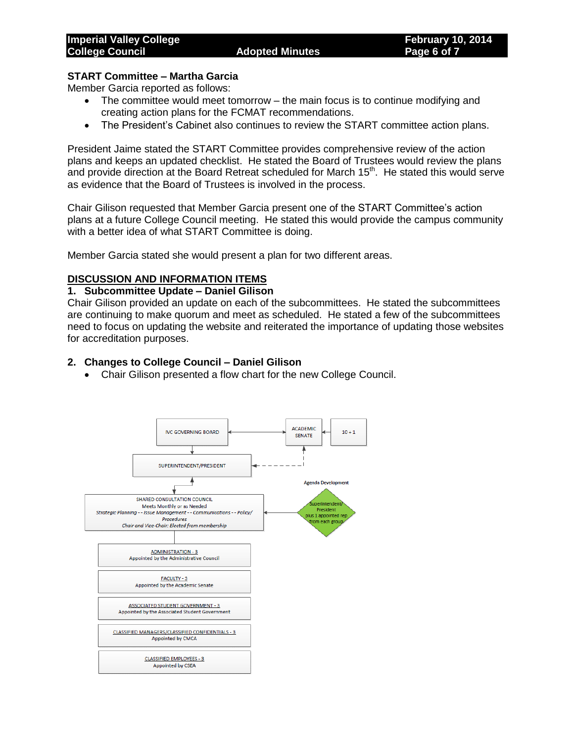**START Committee – Martha Garcia**

Member Garcia reported as follows:

- The committee would meet tomorrow – the main focus is to continue modifying and creating action plans for the FCMAT recommendations.
- The President's Cabinet also continues to review the START committee action plans.

President Jaime stated the START Committee provides comprehensive review of the action plans and keeps an updated checklist. He stated the Board of Trustees would review the plans and provide direction at the Board Retreat scheduled for March 15th. He stated this would serve as evidence that the Board of Trustees is involved in the process.

Chair Gilison requested that Member Garcia present one of the START Committee's action plans at a future College Council meeting. He stated this would provide the campus community with a better idea of what START Committee is doing.

Member Garcia stated she would present a plan for two different areas.

## DISCUSSION AND INFORMATION ITEMS

### 1. Subcommittee Update – Daniel Gilison

Chair Gilison provided an update on each of the subcommittees. He stated the subcommittees are continuing to make quorum and meet as scheduled. He stated a few of the subcommittees need to focus on updating the website and reiterated the importance of updating those websites for accreditation purposes.

### 2. Changes to College Council – Daniel Gilison

- Chair Gilison presented a flow chart for the new College Council.

IVC GOVERNING BOARD

ACADEMIC SENATE

10 + 1

SUPERINTENDENT/PRESIDENT

Agenda Development

Superintendent/ President plus 1 appointed rep from each group

SHARED CONSULTATION COUNCIL
Meets Monthly or as Needed
*Strategic Planning -- Issue Management -- Communications -- Policy/ Procedures*
*Chair and Vice-Chair: Elected from membership*

ADMINISTRATION - 3
Appointed by the Administrative Council

FACULTY - 3
Appointed by the Academic Senate

ASSOCIATED STUDENT GOVERNMENT - 3
Appointed by the Associated Student Government

CLASSIFIED MANAGERS/CLASSIFIED CONFIDENTIALS - 3
Appointed by CMCA

CLASSIFIED EMPLOYEES - 3
Appointed by CSEA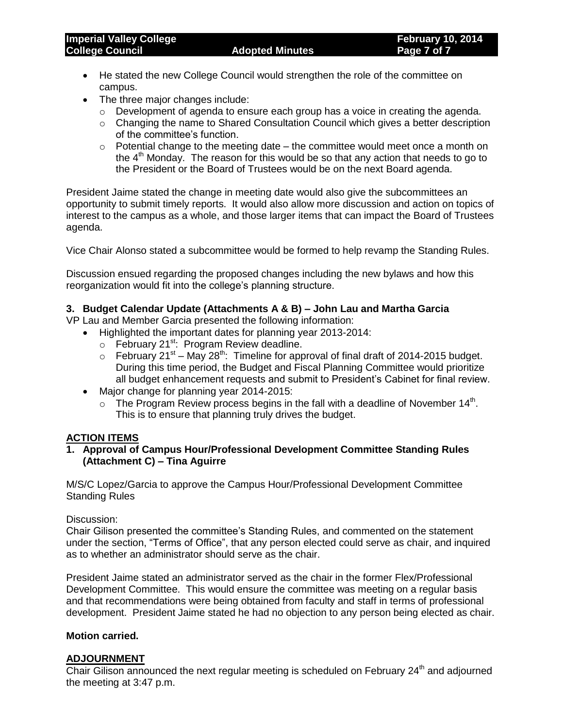- He stated the new College Council would strengthen the role of the committee on campus.
- The three major changes include:
  - Development of agenda to ensure each group has a voice in creating the agenda.
  - Changing the name to Shared Consultation Council which gives a better description of the committee's function.
  - Potential change to the meeting date – the committee would meet once a month on the 4th Monday. The reason for this would be so that any action that needs to go to the President or the Board of Trustees would be on the next Board agenda.

President Jaime stated the change in meeting date would also give the subcommittees an opportunity to submit timely reports. It would also allow more discussion and action on topics of interest to the campus as a whole, and those larger items that can impact the Board of Trustees agenda.

Vice Chair Alonso stated a subcommittee would be formed to help revamp the Standing Rules.

Discussion ensued regarding the proposed changes including the new bylaws and how this reorganization would fit into the college's planning structure.

**3. Budget Calendar Update (Attachments A & B) – John Lau and Martha Garcia**

VP Lau and Member Garcia presented the following information:

- Highlighted the important dates for planning year 2013-2014:
  - February 21st: Program Review deadline.
  - February 21st – May 28th: Timeline for approval of final draft of 2014-2015 budget. During this time period, the Budget and Fiscal Planning Committee would prioritize all budget enhancement requests and submit to President's Cabinet for final review.
- Major change for planning year 2014-2015:
  - The Program Review process begins in the fall with a deadline of November 14th. This is to ensure that planning truly drives the budget.

## ACTION ITEMS

**1. Approval of Campus Hour/Professional Development Committee Standing Rules (Attachment C) – Tina Aguirre**

M/S/C Lopez/Garcia to approve the Campus Hour/Professional Development Committee Standing Rules

Discussion:
Chair Gilison presented the committee's Standing Rules, and commented on the statement under the section, "Terms of Office", that any person elected could serve as chair, and inquired as to whether an administrator should serve as the chair.

President Jaime stated an administrator served as the chair in the former Flex/Professional Development Committee. This would ensure the committee was meeting on a regular basis and that recommendations were being obtained from faculty and staff in terms of professional development. President Jaime stated he had no objection to any person being elected as chair.

**Motion carried.**

## ADJOURNMENT

Chair Gilison announced the next regular meeting is scheduled on February 24th and adjourned the meeting at 3:47 p.m.